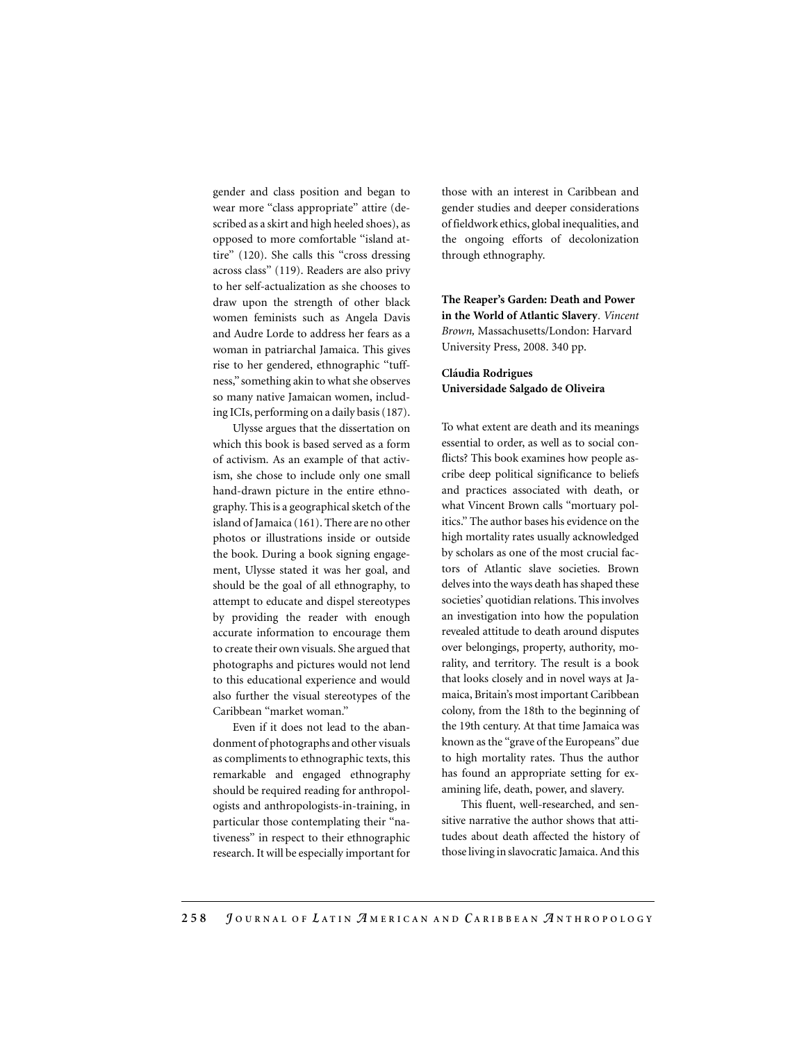gender and class position and began to wear more "class appropriate" attire (described as a skirt and high heeled shoes), as opposed to more comfortable "island attire" (120). She calls this "cross dressing across class" (119). Readers are also privy to her self-actualization as she chooses to draw upon the strength of other black women feminists such as Angela Davis and Audre Lorde to address her fears as a woman in patriarchal Jamaica. This gives rise to her gendered, ethnographic "tuffness," something akin to what she observes so many native Jamaican women, including ICIs, performing on a daily basis (187).

Ulysse argues that the dissertation on which this book is based served as a form of activism. As an example of that activism, she chose to include only one small hand-drawn picture in the entire ethnography. This is a geographical sketch of the island of Jamaica (161). There are no other photos or illustrations inside or outside the book. During a book signing engagement, Ulysse stated it was her goal, and should be the goal of all ethnography, to attempt to educate and dispel stereotypes by providing the reader with enough accurate information to encourage them to create their own visuals. She argued that photographs and pictures would not lend to this educational experience and would also further the visual stereotypes of the Caribbean "market woman."

Even if it does not lead to the abandonment of photographs and other visuals as compliments to ethnographic texts, this remarkable and engaged ethnography should be required reading for anthropologists and anthropologists-in-training, in particular those contemplating their "nativeness" in respect to their ethnographic research. It will be especially important for those with an interest in Caribbean and gender studies and deeper considerations of fieldwork ethics, global inequalities, and the ongoing efforts of decolonization through ethnography.

**The Reaper's Garden: Death and Power in the World of Atlantic Slavery**. *Vincent Brown,* Massachusetts/London: Harvard University Press, 2008. 340 pp.

**Cláudia Rodrigues**
**Universidade Salgado de Oliveira**

To what extent are death and its meanings essential to order, as well as to social conflicts? This book examines how people ascribe deep political significance to beliefs and practices associated with death, or what Vincent Brown calls "mortuary politics." The author bases his evidence on the high mortality rates usually acknowledged by scholars as one of the most crucial factors of Atlantic slave societies. Brown delves into the ways death has shaped these societies' quotidian relations. This involves an investigation into how the population revealed attitude to death around disputes over belongings, property, authority, morality, and territory. The result is a book that looks closely and in novel ways at Jamaica, Britain's most important Caribbean colony, from the 18th to the beginning of the 19th century. At that time Jamaica was known as the "grave of the Europeans" due to high mortality rates. Thus the author has found an appropriate setting for examining life, death, power, and slavery.

This fluent, well-researched, and sensitive narrative the author shows that attitudes about death affected the history of those living in slavocratic Jamaica. And this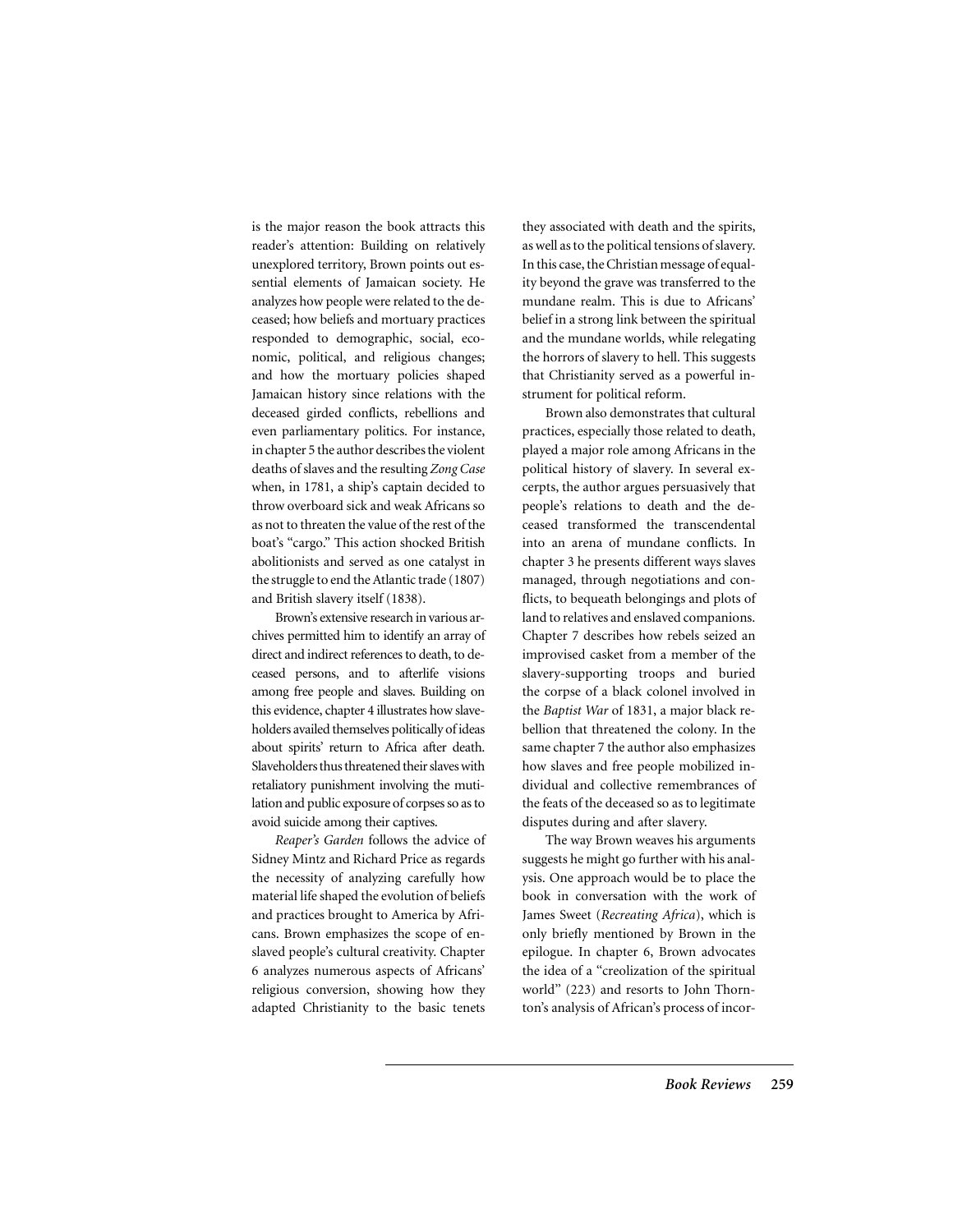is the major reason the book attracts this reader's attention: Building on relatively unexplored territory, Brown points out essential elements of Jamaican society. He analyzes how people were related to the deceased; how beliefs and mortuary practices responded to demographic, social, economic, political, and religious changes; and how the mortuary policies shaped Jamaican history since relations with the deceased girded conflicts, rebellions and even parliamentary politics. For instance, in chapter 5 the author describes the violent deaths of slaves and the resulting *Zong Case* when, in 1781, a ship's captain decided to throw overboard sick and weak Africans so as not to threaten the value of the rest of the boat's "cargo." This action shocked British abolitionists and served as one catalyst in the struggle to end the Atlantic trade (1807) and British slavery itself (1838).

Brown's extensive research in various archives permitted him to identify an array of direct and indirect references to death, to deceased persons, and to afterlife visions among free people and slaves. Building on this evidence, chapter 4 illustrates how slaveholders availed themselves politically of ideas about spirits' return to Africa after death. Slaveholders thus threatened their slaves with retaliatory punishment involving the mutilation and public exposure of corpses so as to avoid suicide among their captives.

*Reaper's Garden* follows the advice of Sidney Mintz and Richard Price as regards the necessity of analyzing carefully how material life shaped the evolution of beliefs and practices brought to America by Africans. Brown emphasizes the scope of enslaved people's cultural creativity. Chapter 6 analyzes numerous aspects of Africans' religious conversion, showing how they adapted Christianity to the basic tenets they associated with death and the spirits, as well as to the political tensions of slavery. In this case, the Christian message of equality beyond the grave was transferred to the mundane realm. This is due to Africans' belief in a strong link between the spiritual and the mundane worlds, while relegating the horrors of slavery to hell. This suggests that Christianity served as a powerful instrument for political reform.

Brown also demonstrates that cultural practices, especially those related to death, played a major role among Africans in the political history of slavery. In several excerpts, the author argues persuasively that people's relations to death and the deceased transformed the transcendental into an arena of mundane conflicts. In chapter 3 he presents different ways slaves managed, through negotiations and conflicts, to bequeath belongings and plots of land to relatives and enslaved companions. Chapter 7 describes how rebels seized an improvised casket from a member of the slavery-supporting troops and buried the corpse of a black colonel involved in the *Baptist War* of 1831, a major black rebellion that threatened the colony. In the same chapter 7 the author also emphasizes how slaves and free people mobilized individual and collective remembrances of the feats of the deceased so as to legitimate disputes during and after slavery.

The way Brown weaves his arguments suggests he might go further with his analysis. One approach would be to place the book in conversation with the work of James Sweet (*Recreating Africa*), which is only briefly mentioned by Brown in the epilogue. In chapter 6, Brown advocates the idea of a "creolization of the spiritual world" (223) and resorts to John Thornton's analysis of African's process of incor-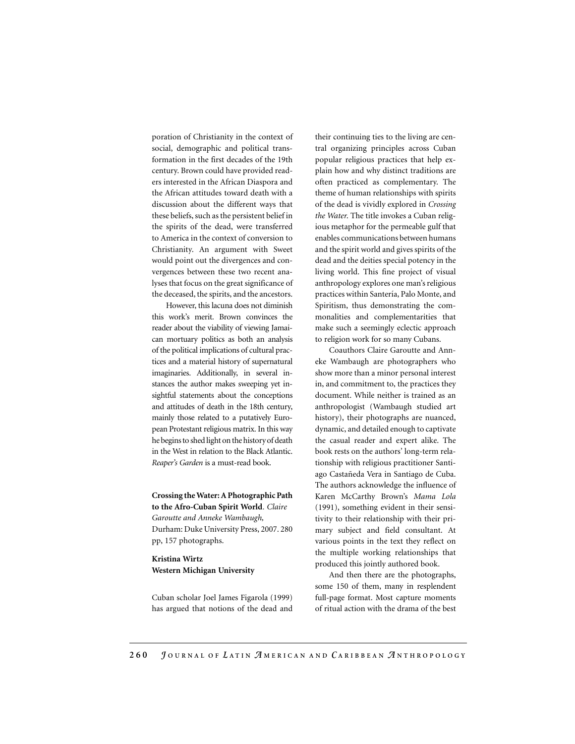poration of Christianity in the context of social, demographic and political transformation in the first decades of the 19th century. Brown could have provided readers interested in the African Diaspora and the African attitudes toward death with a discussion about the different ways that these beliefs, such as the persistent belief in the spirits of the dead, were transferred to America in the context of conversion to Christianity. An argument with Sweet would point out the divergences and convergences between these two recent analyses that focus on the great significance of the deceased, the spirits, and the ancestors.

However, this lacuna does not diminish this work's merit. Brown convinces the reader about the viability of viewing Jamaican mortuary politics as both an analysis of the political implications of cultural practices and a material history of supernatural imaginaries. Additionally, in several instances the author makes sweeping yet insightful statements about the conceptions and attitudes of death in the 18th century, mainly those related to a putatively European Protestant religious matrix. In this way he begins to shed light on the history of death in the West in relation to the Black Atlantic. *Reaper's Garden* is a must-read book.

**Crossing the Water: A Photographic Path to the Afro-Cuban Spirit World**. *Claire Garoutte and Anneke Wambaugh,* Durham: Duke University Press, 2007. 280 pp, 157 photographs.

**Kristina Wirtz**
**Western Michigan University**

Cuban scholar Joel James Figarola (1999) has argued that notions of the dead and their continuing ties to the living are central organizing principles across Cuban popular religious practices that help explain how and why distinct traditions are often practiced as complementary. The theme of human relationships with spirits of the dead is vividly explored in *Crossing the Water*. The title invokes a Cuban religious metaphor for the permeable gulf that enables communications between humans and the spirit world and gives spirits of the dead and the deities special potency in the living world. This fine project of visual anthropology explores one man's religious practices within Santería, Palo Monte, and Spiritism, thus demonstrating the commonalities and complementarities that make such a seemingly eclectic approach to religion work for so many Cubans.

Coauthors Claire Garoutte and Anneke Wambaugh are photographers who show more than a minor personal interest in, and commitment to, the practices they document. While neither is trained as an anthropologist (Wambaugh studied art history), their photographs are nuanced, dynamic, and detailed enough to captivate the casual reader and expert alike. The book rests on the authors' long-term relationship with religious practitioner Santiago Castañeda Vera in Santiago de Cuba. The authors acknowledge the influence of Karen McCarthy Brown's *Mama Lola* (1991), something evident in their sensitivity to their relationship with their primary subject and field consultant. At various points in the text they reflect on the multiple working relationships that produced this jointly authored book.

And then there are the photographs, some 150 of them, many in resplendent full-page format. Most capture moments of ritual action with the drama of the best